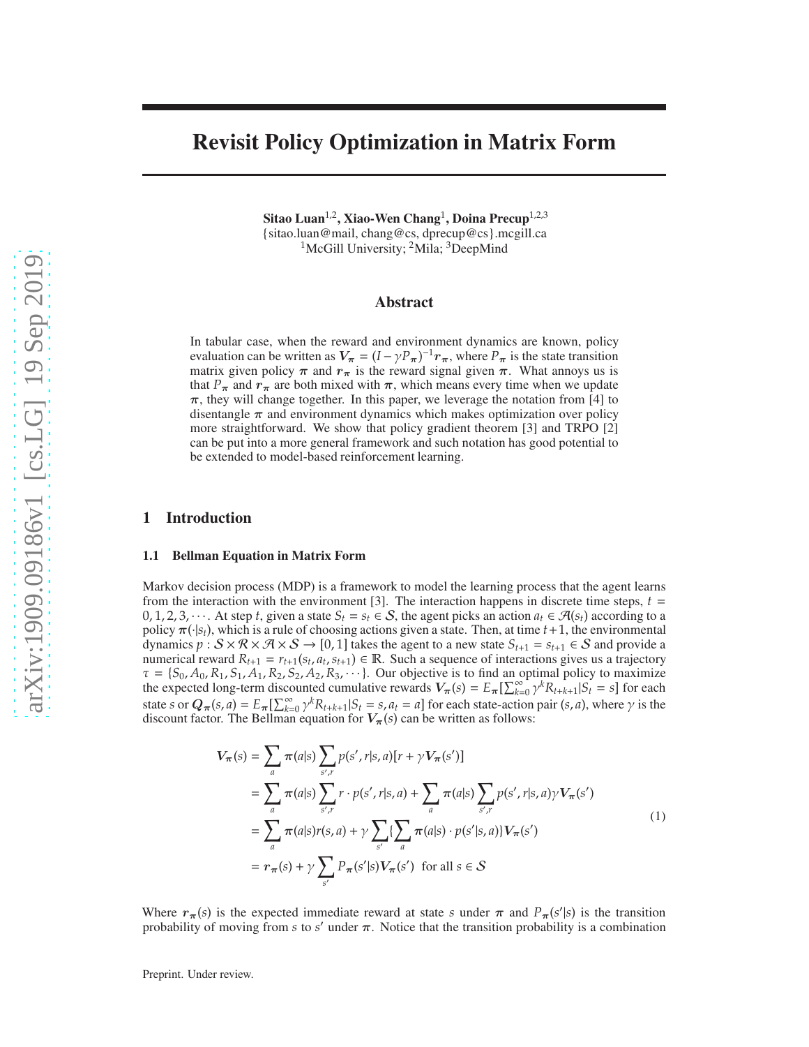# Revisit Policy Optimization in Matrix Form

**Sitao Luan**[1,2]**, Xiao-Wen Chang**[1]**, Doina Precup**[1,2,3]
{sitao.luan@mail, chang@cs, dprecup@cs}.mcgill.ca
[1]McGill University; [2]Mila; [3]DeepMind

## Abstract

In tabular case, when the reward and environment dynamics are known, policy evaluation can be written as $\boldsymbol{V}_{\boldsymbol{\pi}} = (I - \gamma P_{\boldsymbol{\pi}})^{-1}\boldsymbol{r}_{\boldsymbol{\pi}}$, where $P_{\boldsymbol{\pi}}$ is the state transition matrix given policy $\boldsymbol{\pi}$ and $\boldsymbol{r}_{\boldsymbol{\pi}}$ is the reward signal given $\boldsymbol{\pi}$. What annoys us is that $P_{\boldsymbol{\pi}}$ and $\boldsymbol{r}_{\boldsymbol{\pi}}$ are both mixed with $\boldsymbol{\pi}$, which means every time when we update $\boldsymbol{\pi}$, they will change together. In this paper, we leverage the notation from [4] to disentangle $\boldsymbol{\pi}$ and environment dynamics which makes optimization over policy more straightforward. We show that policy gradient theorem [3] and TRPO [2] can be put into a more general framework and such notation has good potential to be extended to model-based reinforcement learning.

## 1 Introduction

### 1.1 Bellman Equation in Matrix Form

Markov decision process (MDP) is a framework to model the learning process that the agent learns from the interaction with the environment [3]. The interaction happens in discrete time steps, $t = 0, 1, 2, 3, \cdots$. At step $t$, given a state $S_t = s_t \in \mathcal{S}$, the agent picks an action $a_t \in \mathcal{A}(s_t)$ according to a policy $\boldsymbol{\pi}(\cdot|s_t)$, which is a rule of choosing actions given a state. Then, at time $t+1$, the environmental dynamics $p : \mathcal{S} \times \mathcal{R} \times \mathcal{A} \times \mathcal{S} \to [0, 1]$ takes the agent to a new state $S_{t+1} = s_{t+1} \in \mathcal{S}$ and provide a numerical reward $R_{t+1} = r_{t+1}(s_t, a_t, s_{t+1}) \in \mathbb{R}$. Such a sequence of interactions gives us a trajectory $\tau = \{S_0, A_0, R_1, S_1, A_1, R_2, S_2, A_2, R_3, \cdots\}$. Our objective is to find an optimal policy to maximize the expected long-term discounted cumulative rewards $\boldsymbol{V}_{\boldsymbol{\pi}}(s) = E_{\boldsymbol{\pi}}[\sum_{k=0}^{\infty} \gamma^k R_{t+k+1} | S_t = s]$ for each state $s$ or $\boldsymbol{Q}_{\boldsymbol{\pi}}(s, a) = E_{\boldsymbol{\pi}}[\sum_{k=0}^{\infty} \gamma^k R_{t+k+1} | S_t = s, a_t = a]$ for each state-action pair $(s, a)$, where $\gamma$ is the discount factor. The Bellman equation for $\boldsymbol{V}_{\boldsymbol{\pi}}(s)$ can be written as follows:

$$
\begin{aligned}
\boldsymbol{V}_{\boldsymbol{\pi}}(s) &= \sum_a \boldsymbol{\pi}(a|s) \sum_{s',r} p(s', r|s, a)[r + \gamma \boldsymbol{V}_{\boldsymbol{\pi}}(s')] \\
&= \sum_a \boldsymbol{\pi}(a|s) \sum_{s',r} r \cdot p(s', r|s, a) + \sum_a \boldsymbol{\pi}(a|s) \sum_{s',r} p(s', r|s, a) \gamma \boldsymbol{V}_{\boldsymbol{\pi}}(s') \\
&= \sum_a \boldsymbol{\pi}(a|s) r(s, a) + \gamma \sum_{s'} \{\sum_a \boldsymbol{\pi}(a|s) \cdot p(s'|s, a)\} \boldsymbol{V}_{\boldsymbol{\pi}}(s') \\
&= \boldsymbol{r}_{\boldsymbol{\pi}}(s) + \gamma \sum_{s'} P_{\boldsymbol{\pi}}(s'|s) \boldsymbol{V}_{\boldsymbol{\pi}}(s') \quad \text{for all } s \in \mathcal{S}
\end{aligned}
\tag{1}
$$

Where $\boldsymbol{r}_{\boldsymbol{\pi}}(s)$ is the expected immediate reward at state $s$ under $\boldsymbol{\pi}$ and $P_{\boldsymbol{\pi}}(s'|s)$ is the transition probability of moving from $s$ to $s'$ under $\boldsymbol{\pi}$. Notice that the transition probability is a combination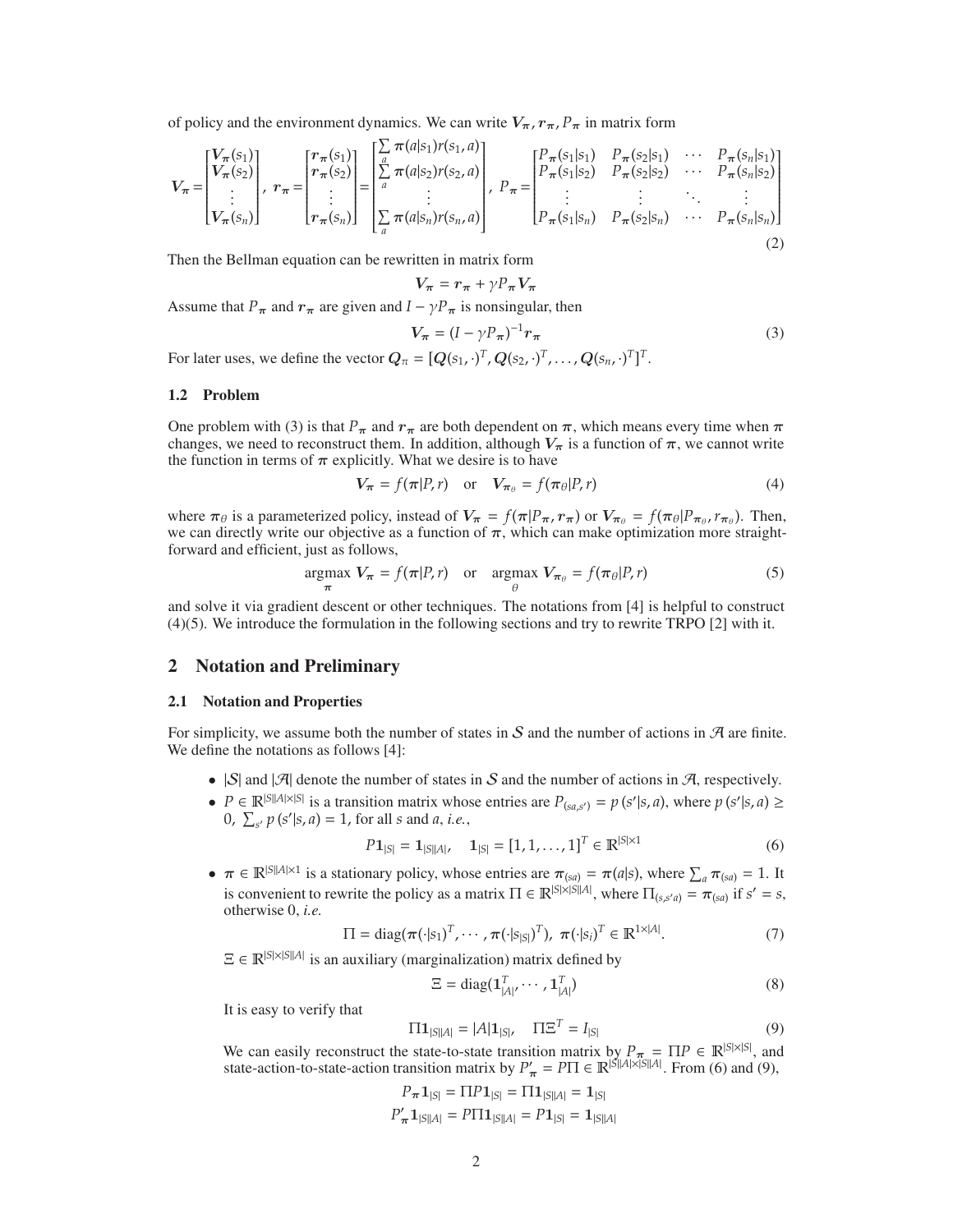of policy and the environment dynamics. We can write $\boldsymbol{V_\pi}, \boldsymbol{r_\pi}, P_{\boldsymbol{\pi}}$ in matrix form

$$
\boldsymbol{V_\pi} = \begin{bmatrix} \boldsymbol{V_\pi}(s_1) \\ \boldsymbol{V_\pi}(s_2) \\ \vdots \\ \boldsymbol{V_\pi}(s_n) \end{bmatrix}, \; \boldsymbol{r_\pi} = \begin{bmatrix} \boldsymbol{r_\pi}(s_1) \\ \boldsymbol{r_\pi}(s_2) \\ \vdots \\ \boldsymbol{r_\pi}(s_n) \end{bmatrix} = \begin{bmatrix} \sum_a \boldsymbol{\pi}(a|s_1) r(s_1, a) \\ \sum_a \boldsymbol{\pi}(a|s_2) r(s_2, a) \\ \vdots \\ \sum_a \boldsymbol{\pi}(a|s_n) r(s_n, a) \end{bmatrix}, \; P_{\boldsymbol{\pi}} = \begin{bmatrix} P_{\boldsymbol{\pi}}(s_1|s_1) & P_{\boldsymbol{\pi}}(s_2|s_1) & \cdots & P_{\boldsymbol{\pi}}(s_n|s_1) \\ P_{\boldsymbol{\pi}}(s_1|s_2) & P_{\boldsymbol{\pi}}(s_2|s_2) & \cdots & P_{\boldsymbol{\pi}}(s_n|s_2) \\ \vdots & \vdots & \ddots & \vdots \\ P_{\boldsymbol{\pi}}(s_1|s_n) & P_{\boldsymbol{\pi}}(s_2|s_n) & \cdots & P_{\boldsymbol{\pi}}(s_n|s_n) \end{bmatrix} \tag{2}
$$

Then the Bellman equation can be rewritten in matrix form

$$
\boldsymbol{V_\pi} = \boldsymbol{r_\pi} + \gamma P_{\boldsymbol{\pi}} \boldsymbol{V_\pi}
$$

Assume that $P_{\boldsymbol{\pi}}$ and $\boldsymbol{r_\pi}$ are given and $I - \gamma P_{\boldsymbol{\pi}}$ is nonsingular, then

$$
\boldsymbol{V_\pi} = (I - \gamma P_{\boldsymbol{\pi}})^{-1} \boldsymbol{r_\pi} \tag{3}
$$

For later uses, we define the vector $\boldsymbol{Q}_\pi = [\boldsymbol{Q}(s_1, \cdot)^T, \boldsymbol{Q}(s_2, \cdot)^T, \ldots, \boldsymbol{Q}(s_n, \cdot)^T]^T$.

### 1.2 Problem

One problem with (3) is that $P_{\boldsymbol{\pi}}$ and $\boldsymbol{r_\pi}$ are both dependent on $\boldsymbol{\pi}$, which means every time when $\boldsymbol{\pi}$ changes, we need to reconstruct them. In addition, although $\boldsymbol{V_\pi}$ is a function of $\boldsymbol{\pi}$, we cannot write the function in terms of $\boldsymbol{\pi}$ explicitly. What we desire is to have

$$
\boldsymbol{V_\pi} = f(\boldsymbol{\pi}|P, r) \quad \text{or} \quad \boldsymbol{V_{\pi_\theta}} = f(\boldsymbol{\pi}_\theta|P, r) \tag{4}
$$

where $\boldsymbol{\pi}_\theta$ is a parameterized policy, instead of $\boldsymbol{V_\pi} = f(\boldsymbol{\pi}|P_{\boldsymbol{\pi}}, \boldsymbol{r_\pi})$ or $\boldsymbol{V_{\pi_\theta}} = f(\boldsymbol{\pi}_\theta|P_{\boldsymbol{\pi}_\theta}, r_{\boldsymbol{\pi}_\theta})$. Then, we can directly write our objective as a function of $\boldsymbol{\pi}$, which can make optimization more straightforward and efficient, just as follows,

$$
\underset{\boldsymbol{\pi}}{\operatorname{argmax}} \; \boldsymbol{V_\pi} = f(\boldsymbol{\pi}|P, r) \quad \text{or} \quad \underset{\theta}{\operatorname{argmax}} \; \boldsymbol{V_{\pi_\theta}} = f(\boldsymbol{\pi}_\theta|P, r) \tag{5}
$$

and solve it via gradient descent or other techniques. The notations from [4] is helpful to construct (4)(5). We introduce the formulation in the following sections and try to rewrite TRPO [2] with it.

## 2 Notation and Preliminary

### 2.1 Notation and Properties

For simplicity, we assume both the number of states in $\mathcal{S}$ and the number of actions in $\mathcal{A}$ are finite. We define the notations as follows [4]:

- $|\mathcal{S}|$ and $|\mathcal{A}|$ denote the number of states in $\mathcal{S}$ and the number of actions in $\mathcal{A}$, respectively.
- $P \in \mathbb{R}^{|S||A| \times |S|}$ is a transition matrix whose entries are $P_{(sa,s')} = p(s'|s, a)$, where $p(s'|s, a) \geq 0$, $\sum_{s'} p(s'|s, a) = 1$, for all $s$ and $a$, *i.e.*,

$$
P\boldsymbol{1}_{|S|} = \boldsymbol{1}_{|S||A|}, \quad \boldsymbol{1}_{|S|} = [1, 1, \ldots, 1]^T \in \mathbb{R}^{|S| \times 1} \tag{6}
$$

- $\boldsymbol{\pi} \in \mathbb{R}^{|S||A| \times 1}$ is a stationary policy, whose entries are $\boldsymbol{\pi}_{(sa)} = \boldsymbol{\pi}(a|s)$, where $\sum_a \boldsymbol{\pi}_{(sa)} = 1$. It is convenient to rewrite the policy as a matrix $\Pi \in \mathbb{R}^{|S| \times |S||A|}$, where $\Pi_{(s,s'a)} = \boldsymbol{\pi}_{(sa)}$ if $s' = s$, otherwise 0, *i.e.*

$$
\Pi = \operatorname{diag}(\boldsymbol{\pi}(\cdot|s_1)^T, \cdots, \boldsymbol{\pi}(\cdot|s_{|S|})^T), \; \boldsymbol{\pi}(\cdot|s_i)^T \in \mathbb{R}^{1 \times |A|}. \tag{7}
$$

  $\Xi \in \mathbb{R}^{|S| \times |S||A|}$ is an auxiliary (marginalization) matrix defined by

$$
\Xi = \operatorname{diag}(\boldsymbol{1}_{|A|}^T, \cdots, \boldsymbol{1}_{|A|}^T) \tag{8}
$$

  It is easy to verify that

$$
\Pi \boldsymbol{1}_{|S||A|} = |A| \boldsymbol{1}_{|S|}, \quad \Pi \Xi^T = I_{|S|} \tag{9}
$$

  We can easily reconstruct the state-to-state transition matrix by $P_{\boldsymbol{\pi}} = \Pi P \in \mathbb{R}^{|S| \times |S|}$, and state-action-to-state-action transition matrix by $P'_{\boldsymbol{\pi}} = P\Pi \in \mathbb{R}^{|S||A| \times |S||A|}$. From (6) and (9),

$$
P_{\boldsymbol{\pi}} \boldsymbol{1}_{|S|} = \Pi P \boldsymbol{1}_{|S|} = \Pi \boldsymbol{1}_{|S||A|} = \boldsymbol{1}_{|S|}
$$

$$
P'_{\boldsymbol{\pi}} \boldsymbol{1}_{|S||A|} = P \Pi \boldsymbol{1}_{|S||A|} = P \boldsymbol{1}_{|S|} = \boldsymbol{1}_{|S||A|}
$$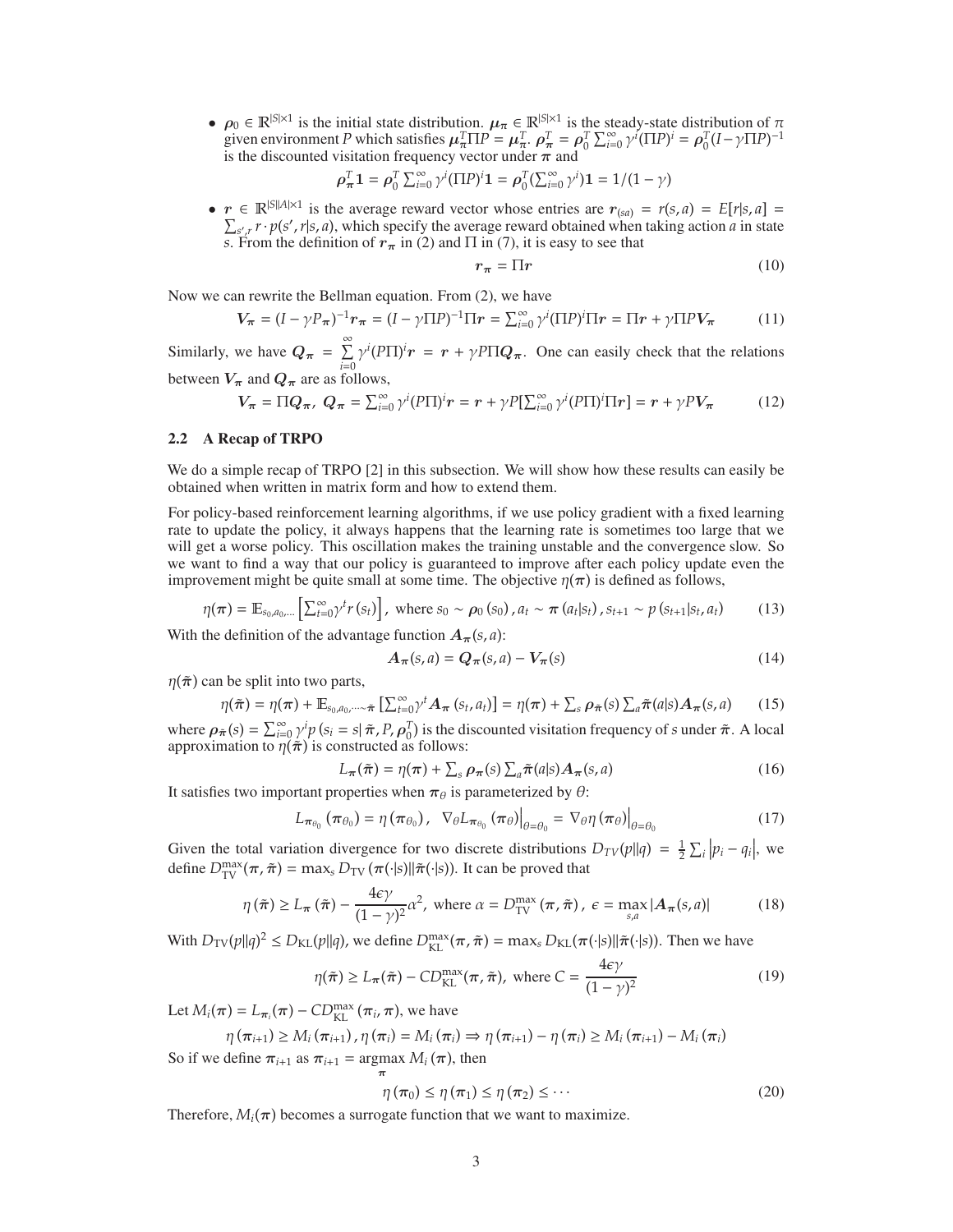- $\boldsymbol{\rho}_0 \in \mathbb{R}^{|S|\times 1}$ is the initial state distribution. $\boldsymbol{\mu}_{\boldsymbol{\pi}} \in \mathbb{R}^{|S|\times 1}$ is the steady-state distribution of $\pi$ given environment $P$ which satisfies $\boldsymbol{\mu}_{\boldsymbol{\pi}}^T \Pi P = \boldsymbol{\mu}_{\boldsymbol{\pi}}^T$. $\boldsymbol{\rho}_{\boldsymbol{\pi}}^T = \boldsymbol{\rho}_0^T \sum_{i=0}^{\infty} \gamma^i (\Pi P)^i = \boldsymbol{\rho}_0^T (I - \gamma \Pi P)^{-1}$ is the discounted visitation frequency vector under $\boldsymbol{\pi}$ and

$$\boldsymbol{\rho}_{\boldsymbol{\pi}}^T \mathbf{1} = \boldsymbol{\rho}_0^T \sum_{i=0}^{\infty} \gamma^i (\Pi P)^i \mathbf{1} = \boldsymbol{\rho}_0^T (\textstyle\sum_{i=0}^{\infty} \gamma^i) \mathbf{1} = 1/(1-\gamma)$$

- $\boldsymbol{r} \in \mathbb{R}^{|S||A|\times 1}$ is the average reward vector whose entries are $\boldsymbol{r}_{(sa)} = r(s,a) = E[r|s,a] = \sum_{s',r} r \cdot p(s', r|s, a)$, which specify the average reward obtained when taking action $a$ in state $s$. From the definition of $\boldsymbol{r}_{\boldsymbol{\pi}}$ in (2) and $\Pi$ in (7), it is easy to see that

$$\boldsymbol{r}_{\boldsymbol{\pi}} = \Pi \boldsymbol{r} \tag{10}$$

Now we can rewrite the Bellman equation. From (2), we have

$$\boldsymbol{V}_{\boldsymbol{\pi}} = (I - \gamma P_{\boldsymbol{\pi}})^{-1} \boldsymbol{r}_{\boldsymbol{\pi}} = (I - \gamma \Pi P)^{-1} \Pi \boldsymbol{r} = \textstyle\sum_{i=0}^{\infty} \gamma^i (\Pi P)^i \Pi \boldsymbol{r} = \Pi \boldsymbol{r} + \gamma \Pi P \boldsymbol{V}_{\boldsymbol{\pi}} \tag{11}$$

Similarly, we have $\boldsymbol{Q}_{\boldsymbol{\pi}} = \sum_{i=0}^{\infty} \gamma^i (P\Pi)^i \boldsymbol{r} = \boldsymbol{r} + \gamma P \Pi \boldsymbol{Q}_{\boldsymbol{\pi}}$. One can easily check that the relations between $\boldsymbol{V}_{\boldsymbol{\pi}}$ and $\boldsymbol{Q}_{\boldsymbol{\pi}}$ are as follows,

$$\boldsymbol{V}_{\boldsymbol{\pi}} = \Pi \boldsymbol{Q}_{\boldsymbol{\pi}},\ \boldsymbol{Q}_{\boldsymbol{\pi}} = \textstyle\sum_{i=0}^{\infty} \gamma^i (P\Pi)^i \boldsymbol{r} = \boldsymbol{r} + \gamma P [\sum_{i=0}^{\infty} \gamma^i (P\Pi)^i \Pi \boldsymbol{r}] = \boldsymbol{r} + \gamma P \boldsymbol{V}_{\boldsymbol{\pi}} \tag{12}$$

### 2.2 A Recap of TRPO

We do a simple recap of TRPO [2] in this subsection. We will show how these results can easily be obtained when written in matrix form and how to extend them.

For policy-based reinforcement learning algorithms, if we use policy gradient with a fixed learning rate to update the policy, it always happens that the learning rate is sometimes too large that we will get a worse policy. This oscillation makes the training unstable and the convergence slow. So we want to find a way that our policy is guaranteed to improve after each policy update even the improvement might be quite small at some time. The objective $\eta(\boldsymbol{\pi})$ is defined as follows,

$$\eta(\boldsymbol{\pi}) = \mathbb{E}_{s_0, a_0, \ldots}\left[\textstyle\sum_{t=0}^{\infty} \gamma^t r(s_t)\right],\ \text{where } s_0 \sim \boldsymbol{\rho}_0(s_0), a_t \sim \boldsymbol{\pi}(a_t|s_t), s_{t+1} \sim p(s_{t+1}|s_t, a_t) \tag{13}$$

With the definition of the advantage function $\boldsymbol{A}_{\boldsymbol{\pi}}(s,a)$:

$$\boldsymbol{A}_{\boldsymbol{\pi}}(s,a) = \boldsymbol{Q}_{\boldsymbol{\pi}}(s,a) - \boldsymbol{V}_{\boldsymbol{\pi}}(s) \tag{14}$$

$\eta(\tilde{\boldsymbol{\pi}})$ can be split into two parts,

$$\eta(\tilde{\boldsymbol{\pi}}) = \eta(\boldsymbol{\pi}) + \mathbb{E}_{s_0, a_0, \cdots \sim \tilde{\boldsymbol{\pi}}}\left[\textstyle\sum_{t=0}^{\infty} \gamma^t \boldsymbol{A}_{\boldsymbol{\pi}}(s_t, a_t)\right] = \eta(\boldsymbol{\pi}) + \sum_s \boldsymbol{\rho}_{\tilde{\boldsymbol{\pi}}}(s) \sum_a \tilde{\boldsymbol{\pi}}(a|s) \boldsymbol{A}_{\boldsymbol{\pi}}(s,a) \tag{15}$$

where $\boldsymbol{\rho}_{\tilde{\boldsymbol{\pi}}}(s) = \sum_{i=0}^{\infty} \gamma^i p(s_i = s | \tilde{\boldsymbol{\pi}}, P, \boldsymbol{\rho}_0^T)$ is the discounted visitation frequency of $s$ under $\tilde{\boldsymbol{\pi}}$. A local approximation to $\eta(\tilde{\boldsymbol{\pi}})$ is constructed as follows:

$$L_{\boldsymbol{\pi}}(\tilde{\boldsymbol{\pi}}) = \eta(\boldsymbol{\pi}) + \textstyle\sum_s \boldsymbol{\rho}_{\boldsymbol{\pi}}(s) \sum_a \tilde{\boldsymbol{\pi}}(a|s) \boldsymbol{A}_{\boldsymbol{\pi}}(s,a) \tag{16}$$

It satisfies two important properties when $\boldsymbol{\pi}_\theta$ is parameterized by $\theta$:

$$L_{\boldsymbol{\pi}_{\theta_0}}(\boldsymbol{\pi}_{\theta_0}) = \eta(\boldsymbol{\pi}_{\theta_0}),\quad \nabla_\theta L_{\boldsymbol{\pi}_{\theta_0}}(\boldsymbol{\pi}_\theta)\big|_{\theta=\theta_0} = \nabla_\theta \eta(\boldsymbol{\pi}_\theta)\big|_{\theta=\theta_0} \tag{17}$$

Given the total variation divergence for two discrete distributions $D_{TV}(p\|q) = \frac{1}{2}\sum_i |p_i - q_i|$, we define $D_{\text{TV}}^{\max}(\boldsymbol{\pi}, \tilde{\boldsymbol{\pi}}) = \max_s D_{\text{TV}}(\boldsymbol{\pi}(\cdot|s)\|\tilde{\boldsymbol{\pi}}(\cdot|s))$. It can be proved that

$$\eta(\tilde{\boldsymbol{\pi}}) \geq L_{\boldsymbol{\pi}}(\tilde{\boldsymbol{\pi}}) - \frac{4\epsilon\gamma}{(1-\gamma)^2}\alpha^2,\ \text{where } \alpha = D_{\text{TV}}^{\max}(\boldsymbol{\pi}, \tilde{\boldsymbol{\pi}}),\ \epsilon = \max_{s,a} |\boldsymbol{A}_{\boldsymbol{\pi}}(s,a)| \tag{18}$$

With $D_{\text{TV}}(p\|q)^2 \leq D_{\text{KL}}(p\|q)$, we define $D_{\text{KL}}^{\max}(\boldsymbol{\pi}, \tilde{\boldsymbol{\pi}}) = \max_s D_{\text{KL}}(\boldsymbol{\pi}(\cdot|s)\|\tilde{\boldsymbol{\pi}}(\cdot|s))$. Then we have

$$\eta(\tilde{\boldsymbol{\pi}}) \geq L_{\boldsymbol{\pi}}(\tilde{\boldsymbol{\pi}}) - C D_{\text{KL}}^{\max}(\boldsymbol{\pi}, \tilde{\boldsymbol{\pi}}),\ \text{where } C = \frac{4\epsilon\gamma}{(1-\gamma)^2} \tag{19}$$

Let $M_i(\boldsymbol{\pi}) = L_{\boldsymbol{\pi}_i}(\boldsymbol{\pi}) - C D_{\text{KL}}^{\max}(\boldsymbol{\pi}_i, \boldsymbol{\pi})$, we have

$$\eta(\boldsymbol{\pi}_{i+1}) \geq M_i(\boldsymbol{\pi}_{i+1}),\ \eta(\boldsymbol{\pi}_i) = M_i(\boldsymbol{\pi}_i) \Rightarrow \eta(\boldsymbol{\pi}_{i+1}) - \eta(\boldsymbol{\pi}_i) \geq M_i(\boldsymbol{\pi}_{i+1}) - M_i(\boldsymbol{\pi}_i)$$

So if we define $\boldsymbol{\pi}_{i+1}$ as $\boldsymbol{\pi}_{i+1} = \operatorname*{argmax}_{\boldsymbol{\pi}} M_i(\boldsymbol{\pi})$, then

$$\eta(\boldsymbol{\pi}_0) \leq \eta(\boldsymbol{\pi}_1) \leq \eta(\boldsymbol{\pi}_2) \leq \cdots \tag{20}$$

Therefore, $M_i(\boldsymbol{\pi})$ becomes a surrogate function that we want to maximize.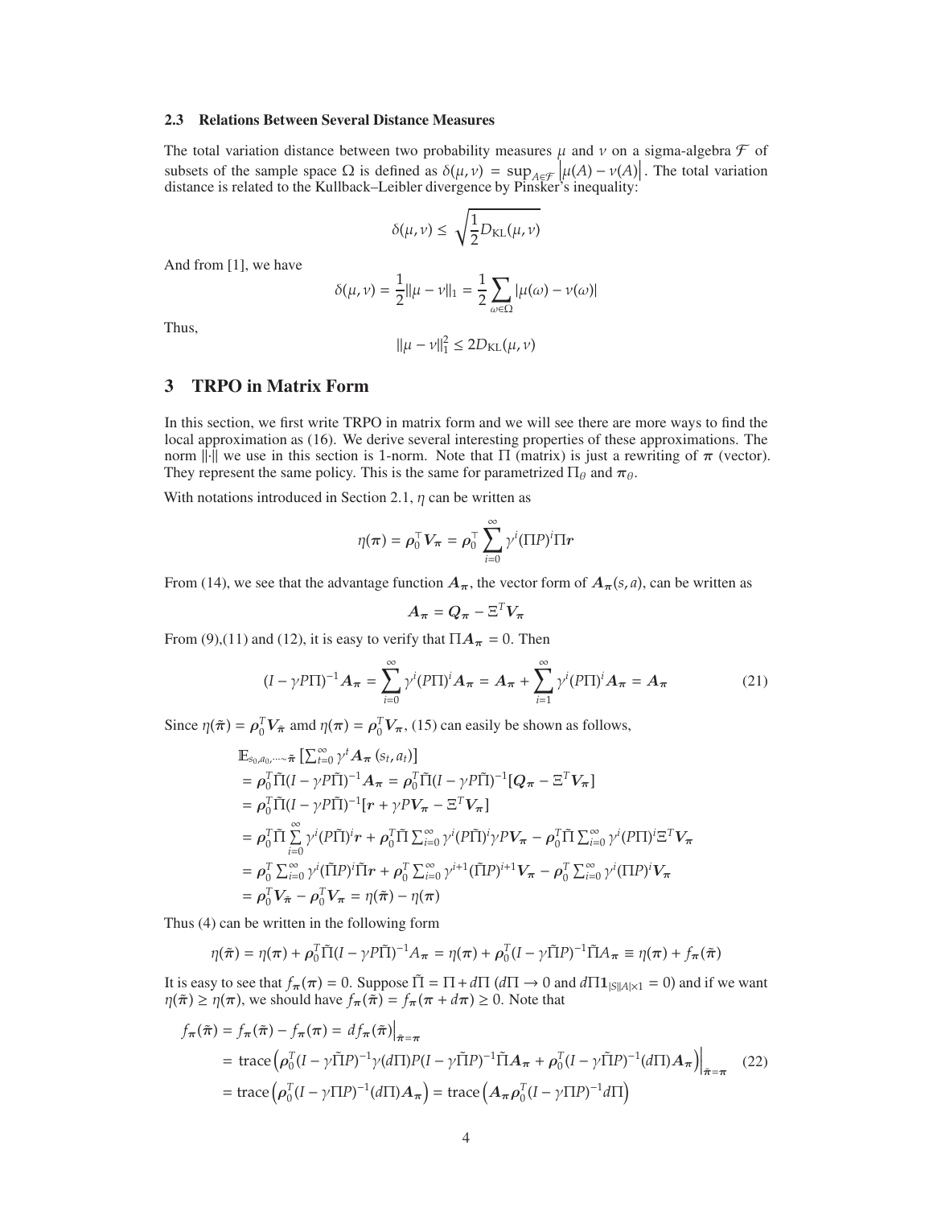### 2.3 Relations Between Several Distance Measures

The total variation distance between two probability measures $\mu$ and $\nu$ on a sigma-algebra $\mathcal{F}$ of subsets of the sample space $\Omega$ is defined as $\delta(\mu, \nu) = \sup_{A \in \mathcal{F}} \left|\mu(A) - \nu(A)\right|$. The total variation distance is related to the Kullback–Leibler divergence by Pinsker's inequality:

$$\delta(\mu, \nu) \leq \sqrt{\frac{1}{2} D_{\mathrm{KL}}(\mu, \nu)}$$

And from [1], we have

$$\delta(\mu, \nu) = \frac{1}{2} \|\mu - \nu\|_1 = \frac{1}{2} \sum_{\omega \in \Omega} |\mu(\omega) - \nu(\omega)|$$

Thus,

$$\|\mu - \nu\|_1^2 \leq 2 D_{\mathrm{KL}}(\mu, \nu)$$

## 3 TRPO in Matrix Form

In this section, we first write TRPO in matrix form and we will see there are more ways to find the local approximation as (16). We derive several interesting properties of these approximations. The norm $\|\cdot\|$ we use in this section is 1-norm. Note that $\Pi$ (matrix) is just a rewriting of $\boldsymbol{\pi}$ (vector). They represent the same policy. This is the same for parametrized $\Pi_\theta$ and $\boldsymbol{\pi}_\theta$.

With notations introduced in Section 2.1, $\eta$ can be written as

$$\eta(\boldsymbol{\pi}) = \boldsymbol{\rho}_0^\top \boldsymbol{V}_{\boldsymbol{\pi}} = \boldsymbol{\rho}_0^\top \sum_{i=0}^{\infty} \gamma^i (\Pi P)^i \Pi \boldsymbol{r}$$

From (14), we see that the advantage function $\boldsymbol{A}_{\boldsymbol{\pi}}$, the vector form of $\boldsymbol{A}_{\boldsymbol{\pi}}(s, a)$, can be written as

$$\boldsymbol{A}_{\boldsymbol{\pi}} = \boldsymbol{Q}_{\boldsymbol{\pi}} - \Xi^T \boldsymbol{V}_{\boldsymbol{\pi}}$$

From (9),(11) and (12), it is easy to verify that $\Pi \boldsymbol{A}_{\boldsymbol{\pi}} = 0$. Then

$$(I - \gamma P \Pi)^{-1} \boldsymbol{A}_{\boldsymbol{\pi}} = \sum_{i=0}^{\infty} \gamma^i (P\Pi)^i \boldsymbol{A}_{\boldsymbol{\pi}} = \boldsymbol{A}_{\boldsymbol{\pi}} + \sum_{i=1}^{\infty} \gamma^i (P\Pi)^i \boldsymbol{A}_{\boldsymbol{\pi}} = \boldsymbol{A}_{\boldsymbol{\pi}} \tag{21}$$

Since $\eta(\tilde{\boldsymbol{\pi}}) = \boldsymbol{\rho}_0^T \boldsymbol{V}_{\tilde{\boldsymbol{\pi}}}$ amd $\eta(\boldsymbol{\pi}) = \boldsymbol{\rho}_0^T \boldsymbol{V}_{\boldsymbol{\pi}}$, (15) can easily be shown as follows,

$$\begin{aligned}
&\mathbb{E}_{s_0, a_0, \cdots \sim \tilde{\boldsymbol{\pi}}} \left[\textstyle\sum_{t=0}^{\infty} \gamma^t \boldsymbol{A}_{\boldsymbol{\pi}}(s_t, a_t)\right] \\
&= \boldsymbol{\rho}_0^T \tilde{\Pi} (I - \gamma P \tilde{\Pi})^{-1} \boldsymbol{A}_{\boldsymbol{\pi}} = \boldsymbol{\rho}_0^T \tilde{\Pi} (I - \gamma P \tilde{\Pi})^{-1} [\boldsymbol{Q}_{\boldsymbol{\pi}} - \Xi^T \boldsymbol{V}_{\boldsymbol{\pi}}] \\
&= \boldsymbol{\rho}_0^T \tilde{\Pi} (I - \gamma P \tilde{\Pi})^{-1} [\boldsymbol{r} + \gamma P \boldsymbol{V}_{\boldsymbol{\pi}} - \Xi^T \boldsymbol{V}_{\boldsymbol{\pi}}] \\
&= \boldsymbol{\rho}_0^T \tilde{\Pi} \sum_{i=0}^{\infty} \gamma^i (P\tilde{\Pi})^i \boldsymbol{r} + \boldsymbol{\rho}_0^T \tilde{\Pi} \textstyle\sum_{i=0}^{\infty} \gamma^i (P\tilde{\Pi})^i \gamma P \boldsymbol{V}_{\boldsymbol{\pi}} - \boldsymbol{\rho}_0^T \tilde{\Pi} \sum_{i=0}^{\infty} \gamma^i (P\Pi)^i \Xi^T \boldsymbol{V}_{\boldsymbol{\pi}} \\
&= \boldsymbol{\rho}_0^T \textstyle\sum_{i=0}^{\infty} \gamma^i (\tilde{\Pi} P)^i \tilde{\Pi} \boldsymbol{r} + \boldsymbol{\rho}_0^T \sum_{i=0}^{\infty} \gamma^{i+1} (\tilde{\Pi} P)^{i+1} \boldsymbol{V}_{\boldsymbol{\pi}} - \boldsymbol{\rho}_0^T \sum_{i=0}^{\infty} \gamma^i (\Pi P)^i \boldsymbol{V}_{\boldsymbol{\pi}} \\
&= \boldsymbol{\rho}_0^T \boldsymbol{V}_{\tilde{\boldsymbol{\pi}}} - \boldsymbol{\rho}_0^T \boldsymbol{V}_{\boldsymbol{\pi}} = \eta(\tilde{\boldsymbol{\pi}}) - \eta(\boldsymbol{\pi})
\end{aligned}$$

Thus (4) can be written in the following form

$$\eta(\tilde{\boldsymbol{\pi}}) = \eta(\boldsymbol{\pi}) + \boldsymbol{\rho}_0^T \tilde{\Pi} (I - \gamma P \tilde{\Pi})^{-1} A_{\boldsymbol{\pi}} = \eta(\boldsymbol{\pi}) + \boldsymbol{\rho}_0^T (I - \gamma \tilde{\Pi} P)^{-1} \tilde{\Pi} A_{\boldsymbol{\pi}} \equiv \eta(\boldsymbol{\pi}) + f_{\boldsymbol{\pi}}(\tilde{\boldsymbol{\pi}})$$

It is easy to see that $f_{\boldsymbol{\pi}}(\boldsymbol{\pi}) = 0$. Suppose $\tilde{\Pi} = \Pi + d\Pi$ ($d\Pi \to 0$ and $d\Pi \mathbf{1}_{|S||A| \times 1} = 0$) and if we want $\eta(\tilde{\boldsymbol{\pi}}) \geq \eta(\boldsymbol{\pi})$, we should have $f_{\boldsymbol{\pi}}(\tilde{\boldsymbol{\pi}}) = f_{\boldsymbol{\pi}}(\boldsymbol{\pi} + d\boldsymbol{\pi}) \geq 0$. Note that

$$\begin{aligned}
f_{\boldsymbol{\pi}}(\tilde{\boldsymbol{\pi}}) &= f_{\boldsymbol{\pi}}(\tilde{\boldsymbol{\pi}}) - f_{\boldsymbol{\pi}}(\boldsymbol{\pi}) = \left. d f_{\boldsymbol{\pi}}(\tilde{\boldsymbol{\pi}}) \right|_{\tilde{\boldsymbol{\pi}} = \boldsymbol{\pi}} \\
&= \left. \mathrm{trace}\left( \boldsymbol{\rho}_0^T (I - \gamma \tilde{\Pi} P)^{-1} \gamma (d\Pi) P (I - \gamma \tilde{\Pi} P)^{-1} \tilde{\Pi} \boldsymbol{A}_{\boldsymbol{\pi}} + \boldsymbol{\rho}_0^T (I - \gamma \tilde{\Pi} P)^{-1} (d\Pi) \boldsymbol{A}_{\boldsymbol{\pi}} \right) \right|_{\tilde{\boldsymbol{\pi}} = \boldsymbol{\pi}} \\
&= \mathrm{trace}\left( \boldsymbol{\rho}_0^T (I - \gamma \Pi P)^{-1} (d\Pi) \boldsymbol{A}_{\boldsymbol{\pi}} \right) = \mathrm{trace}\left( \boldsymbol{A}_{\boldsymbol{\pi}} \boldsymbol{\rho}_0^T (I - \gamma \Pi P)^{-1} d\Pi \right)
\end{aligned} \tag{22}$$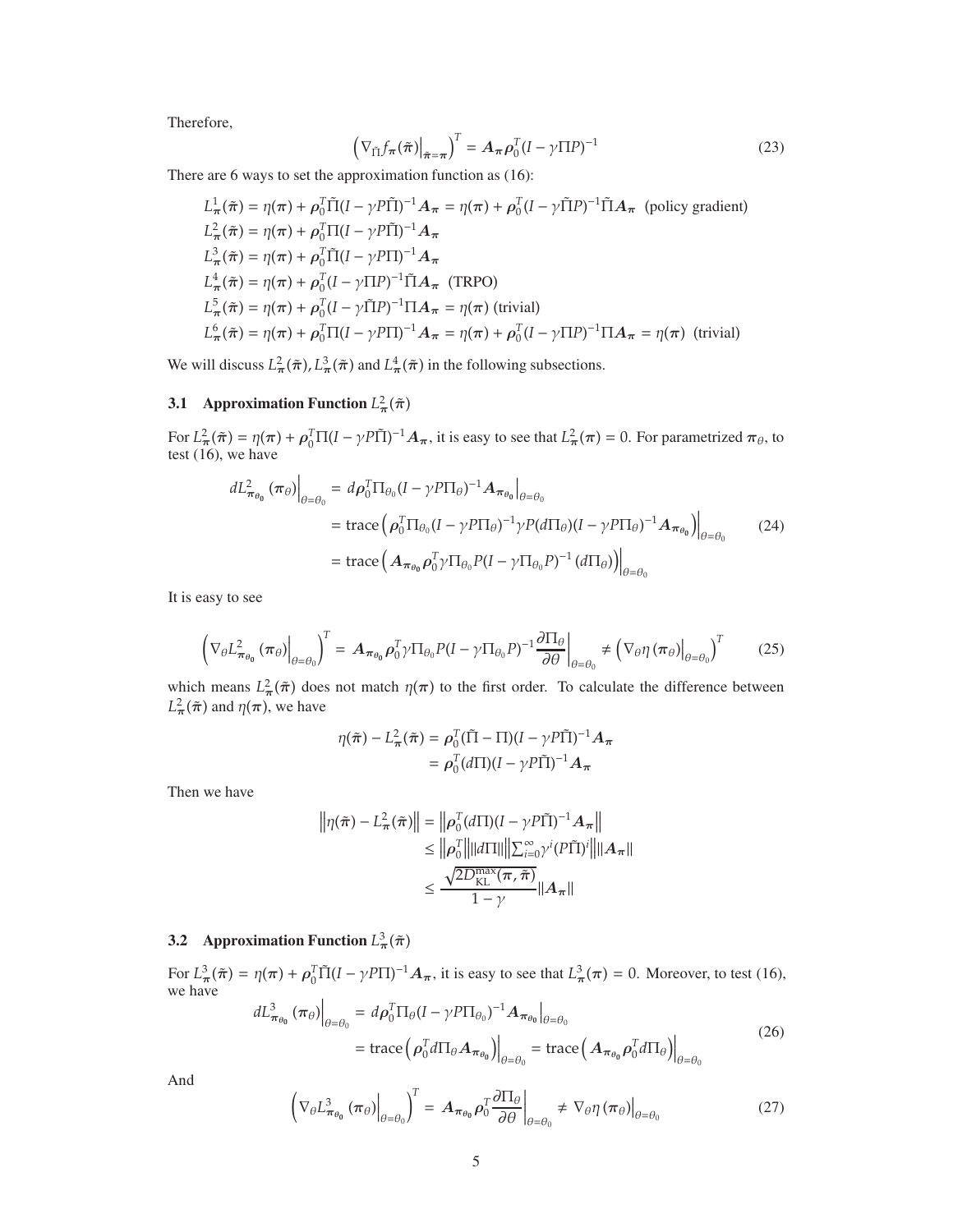Therefore,

$$\left(\nabla_{\tilde{\Pi}} f_{\boldsymbol{\pi}}(\tilde{\boldsymbol{\pi}})\Big|_{\tilde{\boldsymbol{\pi}}=\boldsymbol{\pi}}\right)^T = \boldsymbol{A}_{\boldsymbol{\pi}}\boldsymbol{\rho}_0^T(I-\gamma\Pi P)^{-1} \tag{23}$$

There are 6 ways to set the approximation function as (16):

$$\begin{aligned}
&L^1_{\boldsymbol{\pi}}(\tilde{\boldsymbol{\pi}}) = \eta(\boldsymbol{\pi}) + \boldsymbol{\rho}_0^T\tilde{\Pi}(I-\gamma P\tilde{\Pi})^{-1}\boldsymbol{A}_{\boldsymbol{\pi}} = \eta(\boldsymbol{\pi}) + \boldsymbol{\rho}_0^T(I-\gamma\tilde{\Pi}P)^{-1}\tilde{\Pi}\boldsymbol{A}_{\boldsymbol{\pi}} \ \text{ (policy gradient)}\\
&L^2_{\boldsymbol{\pi}}(\tilde{\boldsymbol{\pi}}) = \eta(\boldsymbol{\pi}) + \boldsymbol{\rho}_0^T\Pi(I-\gamma P\tilde{\Pi})^{-1}\boldsymbol{A}_{\boldsymbol{\pi}}\\
&L^3_{\boldsymbol{\pi}}(\tilde{\boldsymbol{\pi}}) = \eta(\boldsymbol{\pi}) + \boldsymbol{\rho}_0^T\tilde{\Pi}(I-\gamma P\Pi)^{-1}\boldsymbol{A}_{\boldsymbol{\pi}}\\
&L^4_{\boldsymbol{\pi}}(\tilde{\boldsymbol{\pi}}) = \eta(\boldsymbol{\pi}) + \boldsymbol{\rho}_0^T(I-\gamma\Pi P)^{-1}\tilde{\Pi}\boldsymbol{A}_{\boldsymbol{\pi}} \ \text{ (TRPO)}\\
&L^5_{\boldsymbol{\pi}}(\tilde{\boldsymbol{\pi}}) = \eta(\boldsymbol{\pi}) + \boldsymbol{\rho}_0^T(I-\gamma\tilde{\Pi}P)^{-1}\Pi\boldsymbol{A}_{\boldsymbol{\pi}} = \eta(\boldsymbol{\pi}) \ \text{(trivial)}\\
&L^6_{\boldsymbol{\pi}}(\tilde{\boldsymbol{\pi}}) = \eta(\boldsymbol{\pi}) + \boldsymbol{\rho}_0^T\Pi(I-\gamma P\Pi)^{-1}\boldsymbol{A}_{\boldsymbol{\pi}} = \eta(\boldsymbol{\pi}) + \boldsymbol{\rho}_0^T(I-\gamma\Pi P)^{-1}\Pi\boldsymbol{A}_{\boldsymbol{\pi}} = \eta(\boldsymbol{\pi}) \ \text{ (trivial)}
\end{aligned}$$

We will discuss $L^2_{\boldsymbol{\pi}}(\tilde{\boldsymbol{\pi}})$, $L^3_{\boldsymbol{\pi}}(\tilde{\boldsymbol{\pi}})$ and $L^4_{\boldsymbol{\pi}}(\tilde{\boldsymbol{\pi}})$ in the following subsections.

### 3.1 Approximation Function $L^2_{\boldsymbol{\pi}}(\tilde{\boldsymbol{\pi}})$

For $L^2_{\boldsymbol{\pi}}(\tilde{\boldsymbol{\pi}}) = \eta(\boldsymbol{\pi}) + \boldsymbol{\rho}_0^T\Pi(I-\gamma P\tilde{\Pi})^{-1}\boldsymbol{A}_{\boldsymbol{\pi}}$, it is easy to see that $L^2_{\boldsymbol{\pi}}(\boldsymbol{\pi}) = 0$. For parametrized $\boldsymbol{\pi}_\theta$, to test (16), we have

$$\begin{aligned}
dL^2_{\boldsymbol{\pi}_{\theta_0}}(\boldsymbol{\pi}_\theta)\Big|_{\theta=\theta_0} &= d\boldsymbol{\rho}_0^T\Pi_{\theta_0}(I-\gamma P\Pi_\theta)^{-1}\boldsymbol{A}_{\boldsymbol{\pi}_{\theta_0}}\Big|_{\theta=\theta_0}\\
&= \text{trace}\left(\boldsymbol{\rho}_0^T\Pi_{\theta_0}(I-\gamma P\Pi_\theta)^{-1}\gamma P(d\Pi_\theta)(I-\gamma P\Pi_\theta)^{-1}\boldsymbol{A}_{\boldsymbol{\pi}_{\theta_0}}\right)\Big|_{\theta=\theta_0}\\
&= \text{trace}\left(\boldsymbol{A}_{\boldsymbol{\pi}_{\theta_0}}\boldsymbol{\rho}_0^T\gamma\Pi_{\theta_0}P(I-\gamma\Pi_{\theta_0}P)^{-1}(d\Pi_\theta)\right)\Big|_{\theta=\theta_0}
\end{aligned} \tag{24}$$

It is easy to see

$$\left(\nabla_\theta L^2_{\boldsymbol{\pi}_{\theta_0}}(\boldsymbol{\pi}_\theta)\Big|_{\theta=\theta_0}\right)^T = \boldsymbol{A}_{\boldsymbol{\pi}_{\theta_0}}\boldsymbol{\rho}_0^T\gamma\Pi_{\theta_0}P(I-\gamma\Pi_{\theta_0}P)^{-1}\frac{\partial\Pi_\theta}{\partial\theta}\Big|_{\theta=\theta_0} \neq \left(\nabla_\theta\eta(\boldsymbol{\pi}_\theta)\Big|_{\theta=\theta_0}\right)^T \tag{25}$$

which means $L^2_{\boldsymbol{\pi}}(\tilde{\boldsymbol{\pi}})$ does not match $\eta(\boldsymbol{\pi})$ to the first order. To calculate the difference between $L^2_{\boldsymbol{\pi}}(\tilde{\boldsymbol{\pi}})$ and $\eta(\boldsymbol{\pi})$, we have

$$\begin{aligned}
\eta(\tilde{\boldsymbol{\pi}}) - L^2_{\boldsymbol{\pi}}(\tilde{\boldsymbol{\pi}}) &= \boldsymbol{\rho}_0^T(\tilde{\Pi}-\Pi)(I-\gamma P\tilde{\Pi})^{-1}\boldsymbol{A}_{\boldsymbol{\pi}}\\
&= \boldsymbol{\rho}_0^T(d\Pi)(I-\gamma P\tilde{\Pi})^{-1}\boldsymbol{A}_{\boldsymbol{\pi}}
\end{aligned}$$

Then we have

$$\begin{aligned}
\left\|\eta(\tilde{\boldsymbol{\pi}}) - L^2_{\boldsymbol{\pi}}(\tilde{\boldsymbol{\pi}})\right\| &= \left\|\boldsymbol{\rho}_0^T(d\Pi)(I-\gamma P\tilde{\Pi})^{-1}\boldsymbol{A}_{\boldsymbol{\pi}}\right\|\\
&\leq \left\|\boldsymbol{\rho}_0^T\right\|\|d\Pi\|\left\|\textstyle\sum_{i=0}^\infty\gamma^i(P\tilde{\Pi})^i\right\|\|\boldsymbol{A}_{\boldsymbol{\pi}}\|\\
&\leq \frac{\sqrt{2D_{\text{KL}}^{\max}(\boldsymbol{\pi},\tilde{\boldsymbol{\pi}})}}{1-\gamma}\|\boldsymbol{A}_{\boldsymbol{\pi}}\|
\end{aligned}$$

### 3.2 Approximation Function $L^3_{\boldsymbol{\pi}}(\tilde{\boldsymbol{\pi}})$

For $L^3_{\boldsymbol{\pi}}(\tilde{\boldsymbol{\pi}}) = \eta(\boldsymbol{\pi}) + \boldsymbol{\rho}_0^T\tilde{\Pi}(I-\gamma P\Pi)^{-1}\boldsymbol{A}_{\boldsymbol{\pi}}$, it is easy to see that $L^3_{\boldsymbol{\pi}}(\boldsymbol{\pi}) = 0$. Moreover, to test (16), we have

$$\begin{aligned}
dL^3_{\boldsymbol{\pi}_{\theta_0}}(\boldsymbol{\pi}_\theta)\Big|_{\theta=\theta_0} &= d\boldsymbol{\rho}_0^T\Pi_\theta(I-\gamma P\Pi_{\theta_0})^{-1}\boldsymbol{A}_{\boldsymbol{\pi}_{\theta_0}}\Big|_{\theta=\theta_0}\\
&= \text{trace}\left(\boldsymbol{\rho}_0^T d\Pi_\theta\boldsymbol{A}_{\boldsymbol{\pi}_{\theta_0}}\right)\Big|_{\theta=\theta_0} = \text{trace}\left(\boldsymbol{A}_{\boldsymbol{\pi}_{\theta_0}}\boldsymbol{\rho}_0^T d\Pi_\theta\right)\Big|_{\theta=\theta_0}
\end{aligned} \tag{26}$$

And

$$\left(\nabla_\theta L^3_{\boldsymbol{\pi}_{\theta_0}}(\boldsymbol{\pi}_\theta)\Big|_{\theta=\theta_0}\right)^T = \boldsymbol{A}_{\boldsymbol{\pi}_{\theta_0}}\boldsymbol{\rho}_0^T\frac{\partial\Pi_\theta}{\partial\theta}\Big|_{\theta=\theta_0} \neq \nabla_\theta\eta(\boldsymbol{\pi}_\theta)\Big|_{\theta=\theta_0} \tag{27}$$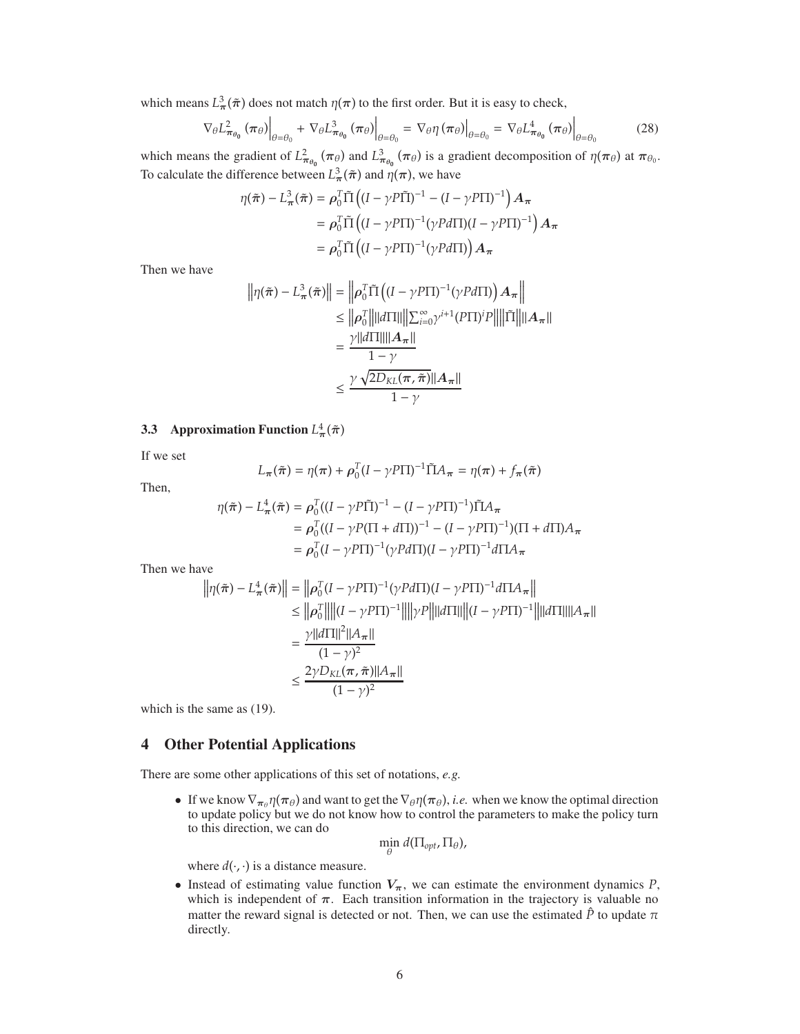which means $L^3_{\boldsymbol{\pi}}(\tilde{\boldsymbol{\pi}})$ does not match $\eta(\boldsymbol{\pi})$ to the first order. But it is easy to check,

$$\nabla_\theta L^2_{\boldsymbol{\pi}_{\theta_0}}(\boldsymbol{\pi}_\theta)\Big|_{\theta=\theta_0} + \nabla_\theta L^3_{\boldsymbol{\pi}_{\theta_0}}(\boldsymbol{\pi}_\theta)\Big|_{\theta=\theta_0} = \nabla_\theta \eta(\boldsymbol{\pi}_\theta)\Big|_{\theta=\theta_0} = \nabla_\theta L^4_{\boldsymbol{\pi}_{\theta_0}}(\boldsymbol{\pi}_\theta)\Big|_{\theta=\theta_0} \tag{28}$$

which means the gradient of $L^2_{\boldsymbol{\pi}_{\theta_0}}(\boldsymbol{\pi}_\theta)$ and $L^3_{\boldsymbol{\pi}_{\theta_0}}(\boldsymbol{\pi}_\theta)$ is a gradient decomposition of $\eta(\boldsymbol{\pi}_\theta)$ at $\boldsymbol{\pi}_{\theta_0}$. To calculate the difference between $L^3_{\boldsymbol{\pi}}(\tilde{\boldsymbol{\pi}})$ and $\eta(\boldsymbol{\pi})$, we have

$$\begin{aligned}
\eta(\tilde{\boldsymbol{\pi}}) - L^3_{\boldsymbol{\pi}}(\tilde{\boldsymbol{\pi}}) &= \boldsymbol{\rho}_0^T \tilde{\Pi}\left((I-\gamma P\tilde{\Pi})^{-1} - (I-\gamma P\Pi)^{-1}\right)\boldsymbol{A}_{\boldsymbol{\pi}} \\
&= \boldsymbol{\rho}_0^T \tilde{\Pi}\left((I-\gamma P\Pi)^{-1}(\gamma P d\Pi)(I-\gamma P\Pi)^{-1}\right)\boldsymbol{A}_{\boldsymbol{\pi}} \\
&= \boldsymbol{\rho}_0^T \tilde{\Pi}\left((I-\gamma P\Pi)^{-1}(\gamma P d\Pi)\right)\boldsymbol{A}_{\boldsymbol{\pi}}
\end{aligned}$$

Then we have

$$\begin{aligned}
\left\|\eta(\tilde{\boldsymbol{\pi}}) - L^3_{\boldsymbol{\pi}}(\tilde{\boldsymbol{\pi}})\right\| &= \left\|\boldsymbol{\rho}_0^T \tilde{\Pi}\left((I-\gamma P\Pi)^{-1}(\gamma P d\Pi)\right)\boldsymbol{A}_{\boldsymbol{\pi}}\right\| \\
&\le \left\|\boldsymbol{\rho}_0^T\right\|\|d\Pi\|\left\|\textstyle\sum_{i=0}^{\infty}\gamma^{i+1}(P\Pi)^i P\right\|\left\|\tilde{\Pi}\right\|\|\boldsymbol{A}_{\boldsymbol{\pi}}\| \\
&= \frac{\gamma\|d\Pi\|\|\boldsymbol{A}_{\boldsymbol{\pi}}\|}{1-\gamma} \\
&\le \frac{\gamma\sqrt{2D_{KL}(\boldsymbol{\pi},\tilde{\boldsymbol{\pi}})}\|\boldsymbol{A}_{\boldsymbol{\pi}}\|}{1-\gamma}
\end{aligned}$$

### 3.3 Approximation Function $L^4_{\boldsymbol{\pi}}(\tilde{\boldsymbol{\pi}})$

If we set

$$L_{\boldsymbol{\pi}}(\tilde{\boldsymbol{\pi}}) = \eta(\boldsymbol{\pi}) + \boldsymbol{\rho}_0^T(I-\gamma P\Pi)^{-1}\tilde{\Pi}A_{\boldsymbol{\pi}} = \eta(\boldsymbol{\pi}) + f_{\boldsymbol{\pi}}(\tilde{\boldsymbol{\pi}})$$

Then,

$$\begin{aligned}
\eta(\tilde{\boldsymbol{\pi}}) - L^4_{\boldsymbol{\pi}}(\tilde{\boldsymbol{\pi}}) &= \boldsymbol{\rho}_0^T((I-\gamma P\tilde{\Pi})^{-1} - (I-\gamma P\Pi)^{-1})\tilde{\Pi}A_{\boldsymbol{\pi}} \\
&= \boldsymbol{\rho}_0^T((I-\gamma P(\Pi + d\Pi))^{-1} - (I-\gamma P\Pi)^{-1})(\Pi + d\Pi)A_{\boldsymbol{\pi}} \\
&= \boldsymbol{\rho}_0^T(I-\gamma P\Pi)^{-1}(\gamma P d\Pi)(I-\gamma P\Pi)^{-1}d\Pi A_{\boldsymbol{\pi}}
\end{aligned}$$

Then we have

$$\begin{aligned}
\left\|\eta(\tilde{\boldsymbol{\pi}}) - L^4_{\boldsymbol{\pi}}(\tilde{\boldsymbol{\pi}})\right\| &= \left\|\boldsymbol{\rho}_0^T(I-\gamma P\Pi)^{-1}(\gamma P d\Pi)(I-\gamma P\Pi)^{-1}d\Pi A_{\boldsymbol{\pi}}\right\| \\
&\le \left\|\boldsymbol{\rho}_0^T\right\|\left\|(I-\gamma P\Pi)^{-1}\right\|\left\|\gamma P\right\|\|d\Pi\|\left\|(I-\gamma P\Pi)^{-1}\right\|\|d\Pi\|\|A_{\boldsymbol{\pi}}\| \\
&= \frac{\gamma\|d\Pi\|^2\|A_{\boldsymbol{\pi}}\|}{(1-\gamma)^2} \\
&\le \frac{2\gamma D_{KL}(\boldsymbol{\pi},\tilde{\boldsymbol{\pi}})\|A_{\boldsymbol{\pi}}\|}{(1-\gamma)^2}
\end{aligned}$$

which is the same as (19).

## 4 Other Potential Applications

There are some other applications of this set of notations, *e.g.*

- If we know $\nabla_{\boldsymbol{\pi}_\theta}\eta(\boldsymbol{\pi}_\theta)$ and want to get the $\nabla_\theta\eta(\boldsymbol{\pi}_\theta)$, *i.e.* when we know the optimal direction to update policy but we do not know how to control the parameters to make the policy turn to this direction, we can do

$$\min_\theta d(\Pi_{opt}, \Pi_\theta),$$

  where $d(\cdot,\cdot)$ is a distance measure.

- Instead of estimating value function $\boldsymbol{V}_{\boldsymbol{\pi}}$, we can estimate the environment dynamics $P$, which is independent of $\boldsymbol{\pi}$. Each transition information in the trajectory is valuable no matter the reward signal is detected or not. Then, we can use the estimated $\hat{P}$ to update $\pi$ directly.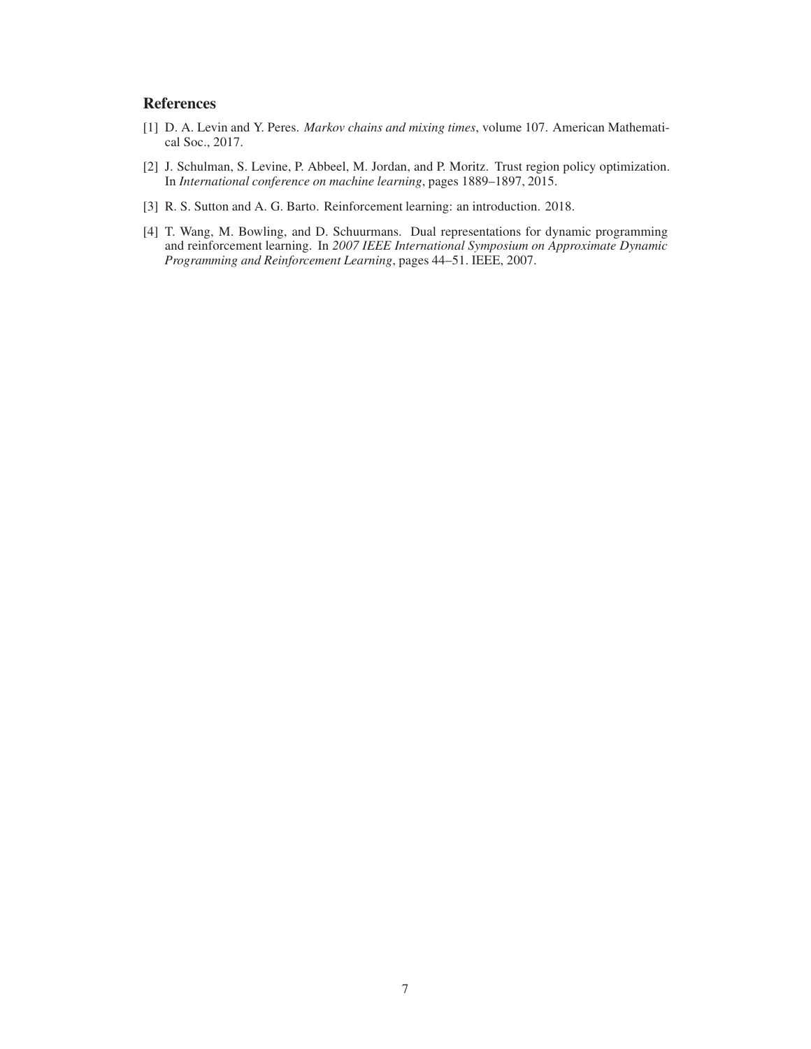## References

[1] D. A. Levin and Y. Peres. *Markov chains and mixing times*, volume 107. American Mathematical Soc., 2017.

[2] J. Schulman, S. Levine, P. Abbeel, M. Jordan, and P. Moritz. Trust region policy optimization. In *International conference on machine learning*, pages 1889–1897, 2015.

[3] R. S. Sutton and A. G. Barto. Reinforcement learning: an introduction. 2018.

[4] T. Wang, M. Bowling, and D. Schuurmans. Dual representations for dynamic programming and reinforcement learning. In *2007 IEEE International Symposium on Approximate Dynamic Programming and Reinforcement Learning*, pages 44–51. IEEE, 2007.